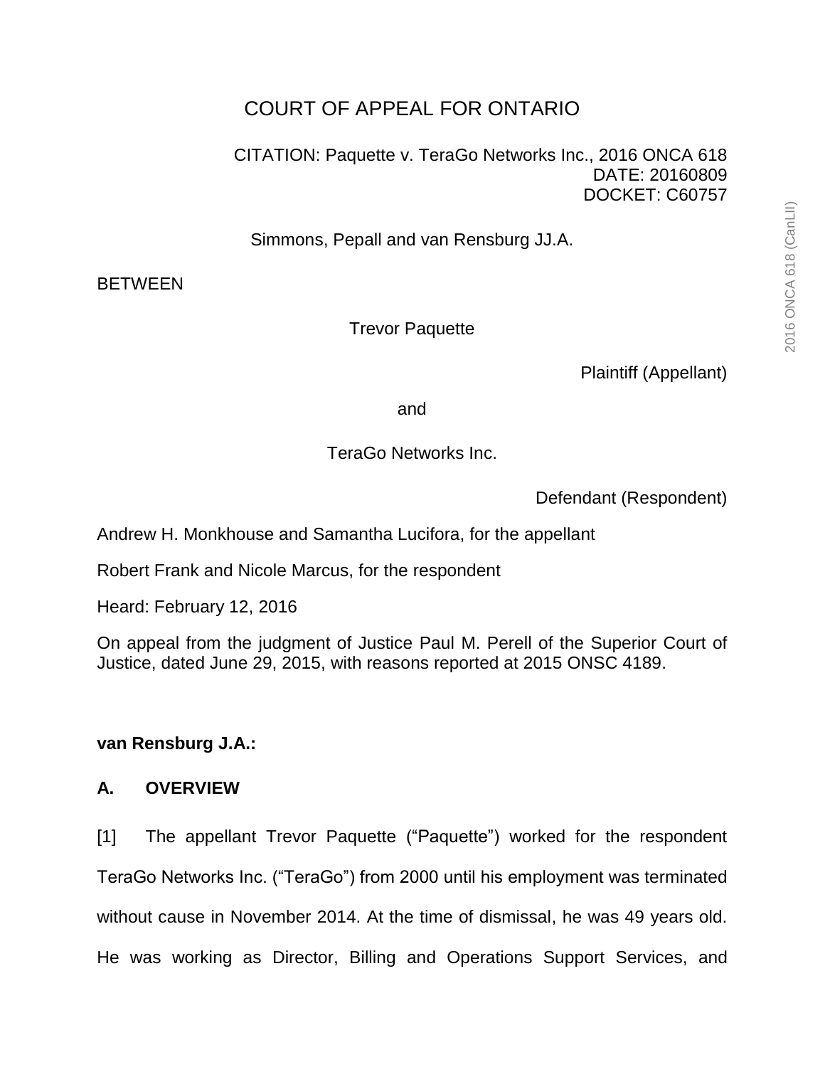# COURT OF APPEAL FOR ONTARIO

CITATION: Paquette v. TeraGo Networks Inc., 2016 ONCA 618
DATE: 20160809
DOCKET: C60757

Simmons, Pepall and van Rensburg JJ.A.

BETWEEN

Trevor Paquette

Plaintiff (Appellant)

and

TeraGo Networks Inc.

Defendant (Respondent)

Andrew H. Monkhouse and Samantha Lucifora, for the appellant

Robert Frank and Nicole Marcus, for the respondent

Heard: February 12, 2016

On appeal from the judgment of Justice Paul M. Perell of the Superior Court of Justice, dated June 29, 2015, with reasons reported at 2015 ONSC 4189.

**van Rensburg J.A.:**

## A. OVERVIEW

[1] The appellant Trevor Paquette ("Paquette") worked for the respondent TeraGo Networks Inc. ("TeraGo") from 2000 until his employment was terminated without cause in November 2014. At the time of dismissal, he was 49 years old. He was working as Director, Billing and Operations Support Services, and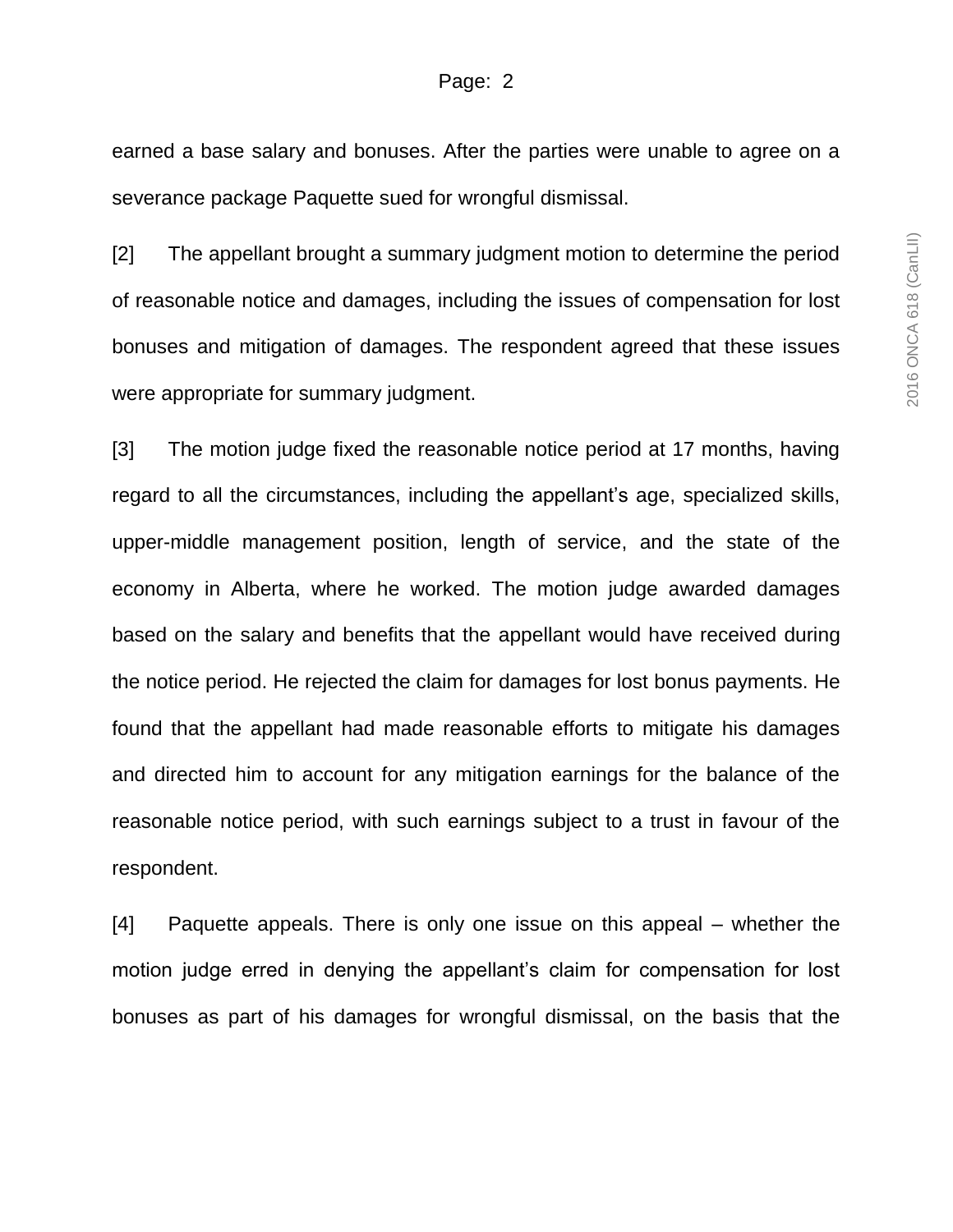earned a base salary and bonuses. After the parties were unable to agree on a severance package Paquette sued for wrongful dismissal.

[2] The appellant brought a summary judgment motion to determine the period of reasonable notice and damages, including the issues of compensation for lost bonuses and mitigation of damages. The respondent agreed that these issues were appropriate for summary judgment.

[3] The motion judge fixed the reasonable notice period at 17 months, having regard to all the circumstances, including the appellant's age, specialized skills, upper-middle management position, length of service, and the state of the economy in Alberta, where he worked. The motion judge awarded damages based on the salary and benefits that the appellant would have received during the notice period. He rejected the claim for damages for lost bonus payments. He found that the appellant had made reasonable efforts to mitigate his damages and directed him to account for any mitigation earnings for the balance of the reasonable notice period, with such earnings subject to a trust in favour of the respondent.

[4] Paquette appeals. There is only one issue on this appeal – whether the motion judge erred in denying the appellant's claim for compensation for lost bonuses as part of his damages for wrongful dismissal, on the basis that the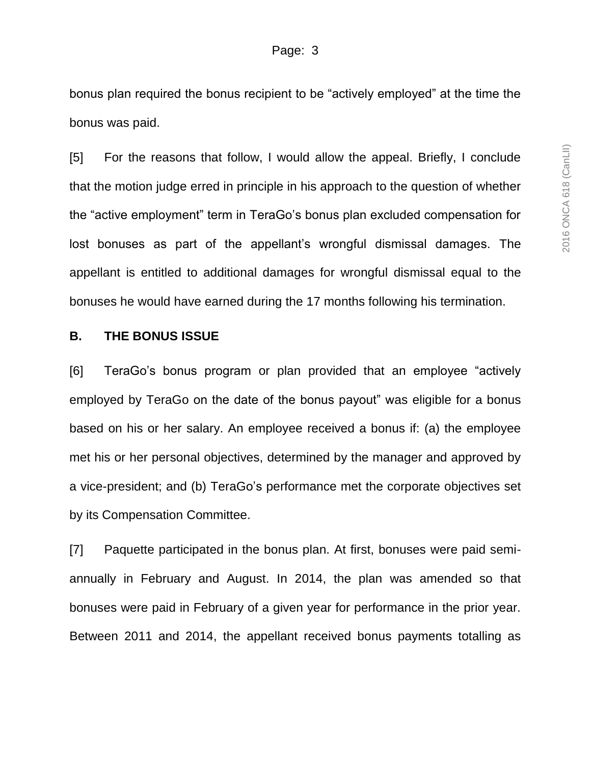bonus plan required the bonus recipient to be "actively employed" at the time the bonus was paid.

[5] For the reasons that follow, I would allow the appeal. Briefly, I conclude that the motion judge erred in principle in his approach to the question of whether the "active employment" term in TeraGo's bonus plan excluded compensation for lost bonuses as part of the appellant's wrongful dismissal damages. The appellant is entitled to additional damages for wrongful dismissal equal to the bonuses he would have earned during the 17 months following his termination.

## B. THE BONUS ISSUE

[6] TeraGo's bonus program or plan provided that an employee "actively employed by TeraGo on the date of the bonus payout" was eligible for a bonus based on his or her salary. An employee received a bonus if: (a) the employee met his or her personal objectives, determined by the manager and approved by a vice-president; and (b) TeraGo's performance met the corporate objectives set by its Compensation Committee.

[7] Paquette participated in the bonus plan. At first, bonuses were paid semi-annually in February and August. In 2014, the plan was amended so that bonuses were paid in February of a given year for performance in the prior year. Between 2011 and 2014, the appellant received bonus payments totalling as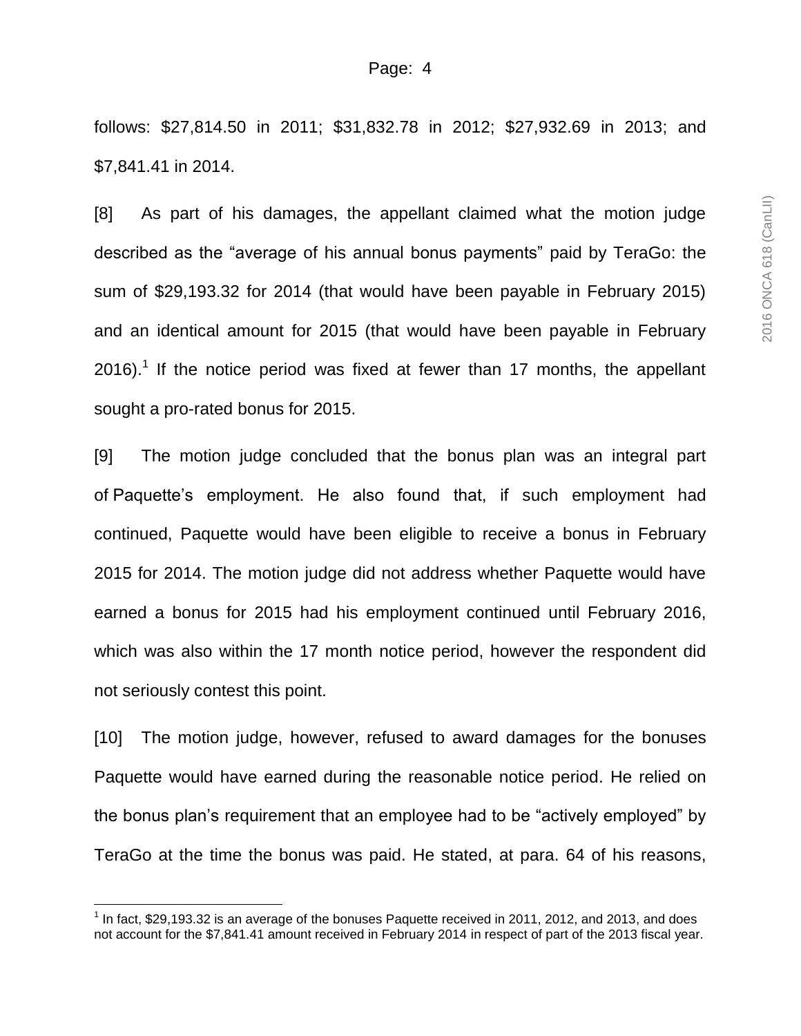follows: $27,814.50 in 2011; $31,832.78 in 2012; $27,932.69 in 2013; and $7,841.41 in 2014.

[8] As part of his damages, the appellant claimed what the motion judge described as the "average of his annual bonus payments" paid by TeraGo: the sum of $29,193.32 for 2014 (that would have been payable in February 2015) and an identical amount for 2015 (that would have been payable in February 2016).[1] If the notice period was fixed at fewer than 17 months, the appellant sought a pro-rated bonus for 2015.

[9] The motion judge concluded that the bonus plan was an integral part of Paquette's employment. He also found that, if such employment had continued, Paquette would have been eligible to receive a bonus in February 2015 for 2014. The motion judge did not address whether Paquette would have earned a bonus for 2015 had his employment continued until February 2016, which was also within the 17 month notice period, however the respondent did not seriously contest this point.

[10] The motion judge, however, refused to award damages for the bonuses Paquette would have earned during the reasonable notice period. He relied on the bonus plan's requirement that an employee had to be "actively employed" by TeraGo at the time the bonus was paid. He stated, at para. 64 of his reasons,

---

[1] In fact, $29,193.32 is an average of the bonuses Paquette received in 2011, 2012, and 2013, and does not account for the $7,841.41 amount received in February 2014 in respect of part of the 2013 fiscal year.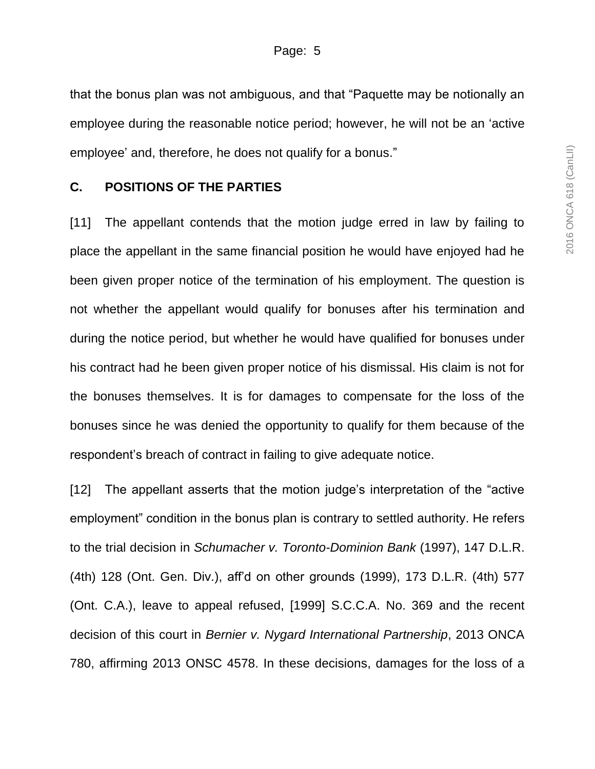that the bonus plan was not ambiguous, and that "Paquette may be notionally an employee during the reasonable notice period; however, he will not be an 'active employee' and, therefore, he does not qualify for a bonus."

## C. POSITIONS OF THE PARTIES

[11] The appellant contends that the motion judge erred in law by failing to place the appellant in the same financial position he would have enjoyed had he been given proper notice of the termination of his employment. The question is not whether the appellant would qualify for bonuses after his termination and during the notice period, but whether he would have qualified for bonuses under his contract had he been given proper notice of his dismissal. His claim is not for the bonuses themselves. It is for damages to compensate for the loss of the bonuses since he was denied the opportunity to qualify for them because of the respondent's breach of contract in failing to give adequate notice.

[12] The appellant asserts that the motion judge's interpretation of the "active employment" condition in the bonus plan is contrary to settled authority. He refers to the trial decision in *Schumacher v. Toronto-Dominion Bank* (1997), 147 D.L.R. (4th) 128 (Ont. Gen. Div.), aff'd on other grounds (1999), 173 D.L.R. (4th) 577 (Ont. C.A.), leave to appeal refused, [1999] S.C.C.A. No. 369 and the recent decision of this court in *Bernier v. Nygard International Partnership*, 2013 ONCA 780, affirming 2013 ONSC 4578. In these decisions, damages for the loss of a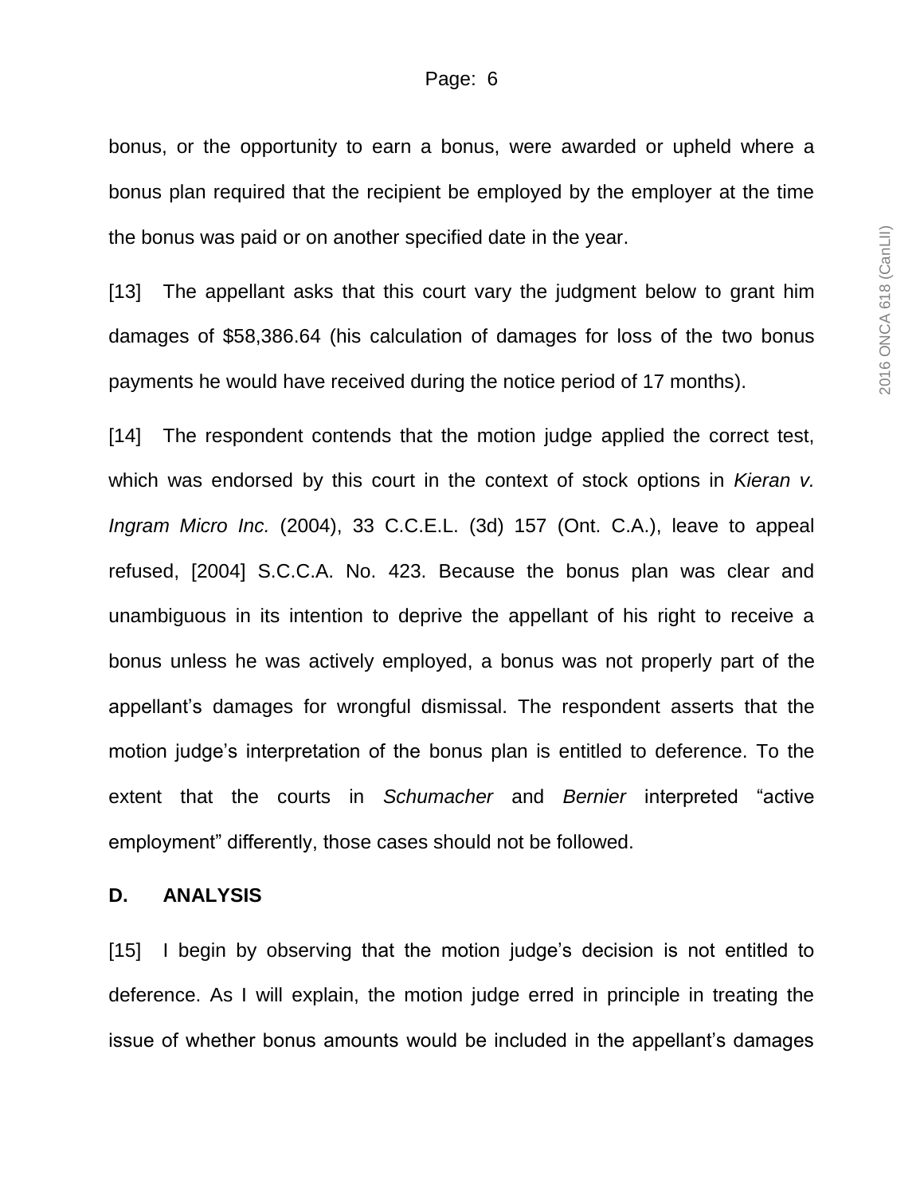bonus, or the opportunity to earn a bonus, were awarded or upheld where a bonus plan required that the recipient be employed by the employer at the time the bonus was paid or on another specified date in the year.

[13] The appellant asks that this court vary the judgment below to grant him damages of $58,386.64 (his calculation of damages for loss of the two bonus payments he would have received during the notice period of 17 months).

[14] The respondent contends that the motion judge applied the correct test, which was endorsed by this court in the context of stock options in *Kieran v. Ingram Micro Inc.* (2004), 33 C.C.E.L. (3d) 157 (Ont. C.A.), leave to appeal refused, [2004] S.C.C.A. No. 423. Because the bonus plan was clear and unambiguous in its intention to deprive the appellant of his right to receive a bonus unless he was actively employed, a bonus was not properly part of the appellant's damages for wrongful dismissal. The respondent asserts that the motion judge's interpretation of the bonus plan is entitled to deference. To the extent that the courts in *Schumacher* and *Bernier* interpreted "active employment" differently, those cases should not be followed.

## D. ANALYSIS

[15] I begin by observing that the motion judge's decision is not entitled to deference. As I will explain, the motion judge erred in principle in treating the issue of whether bonus amounts would be included in the appellant's damages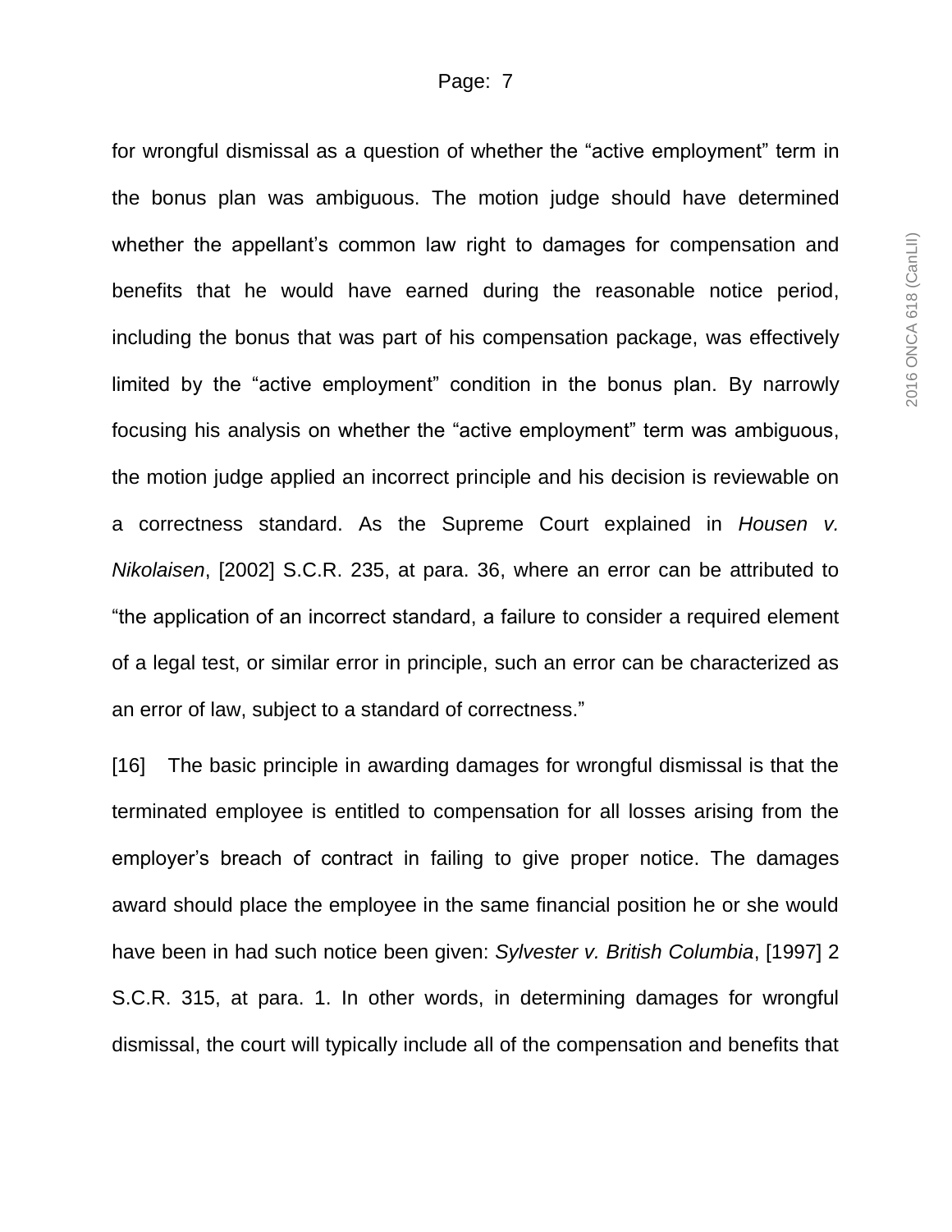for wrongful dismissal as a question of whether the "active employment" term in the bonus plan was ambiguous. The motion judge should have determined whether the appellant's common law right to damages for compensation and benefits that he would have earned during the reasonable notice period, including the bonus that was part of his compensation package, was effectively limited by the "active employment" condition in the bonus plan. By narrowly focusing his analysis on whether the "active employment" term was ambiguous, the motion judge applied an incorrect principle and his decision is reviewable on a correctness standard. As the Supreme Court explained in *Housen v. Nikolaisen*, [2002] S.C.R. 235, at para. 36, where an error can be attributed to "the application of an incorrect standard, a failure to consider a required element of a legal test, or similar error in principle, such an error can be characterized as an error of law, subject to a standard of correctness."

[16] The basic principle in awarding damages for wrongful dismissal is that the terminated employee is entitled to compensation for all losses arising from the employer's breach of contract in failing to give proper notice. The damages award should place the employee in the same financial position he or she would have been in had such notice been given: *Sylvester v. British Columbia*, [1997] 2 S.C.R. 315, at para. 1. In other words, in determining damages for wrongful dismissal, the court will typically include all of the compensation and benefits that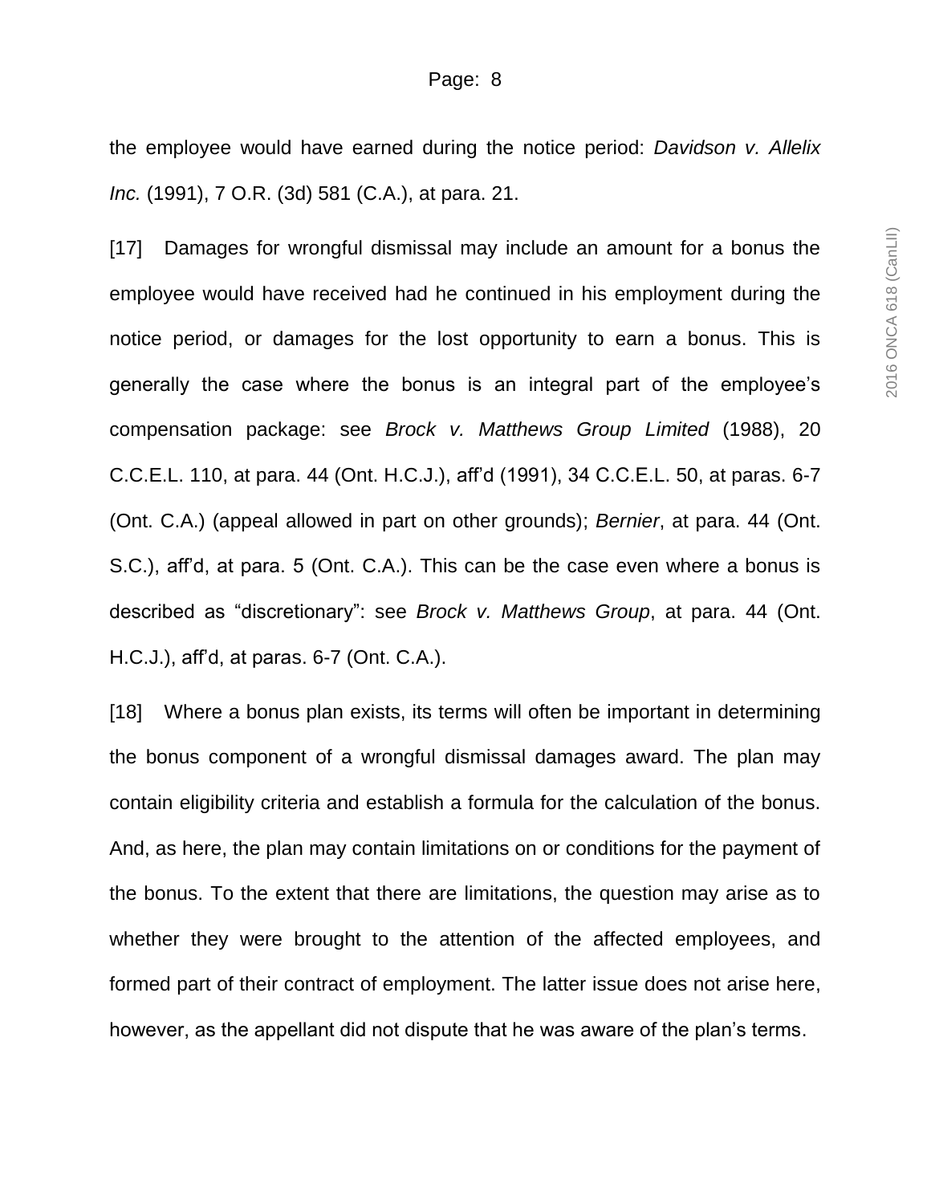the employee would have earned during the notice period: *Davidson v. Allelix Inc.* (1991), 7 O.R. (3d) 581 (C.A.), at para. 21.

[17] Damages for wrongful dismissal may include an amount for a bonus the employee would have received had he continued in his employment during the notice period, or damages for the lost opportunity to earn a bonus. This is generally the case where the bonus is an integral part of the employee's compensation package: see *Brock v. Matthews Group Limited* (1988), 20 C.C.E.L. 110, at para. 44 (Ont. H.C.J.), aff'd (1991), 34 C.C.E.L. 50, at paras. 6-7 (Ont. C.A.) (appeal allowed in part on other grounds); *Bernier*, at para. 44 (Ont. S.C.), aff'd, at para. 5 (Ont. C.A.). This can be the case even where a bonus is described as "discretionary": see *Brock v. Matthews Group*, at para. 44 (Ont. H.C.J.), aff'd, at paras. 6-7 (Ont. C.A.).

[18] Where a bonus plan exists, its terms will often be important in determining the bonus component of a wrongful dismissal damages award. The plan may contain eligibility criteria and establish a formula for the calculation of the bonus. And, as here, the plan may contain limitations on or conditions for the payment of the bonus. To the extent that there are limitations, the question may arise as to whether they were brought to the attention of the affected employees, and formed part of their contract of employment. The latter issue does not arise here, however, as the appellant did not dispute that he was aware of the plan's terms.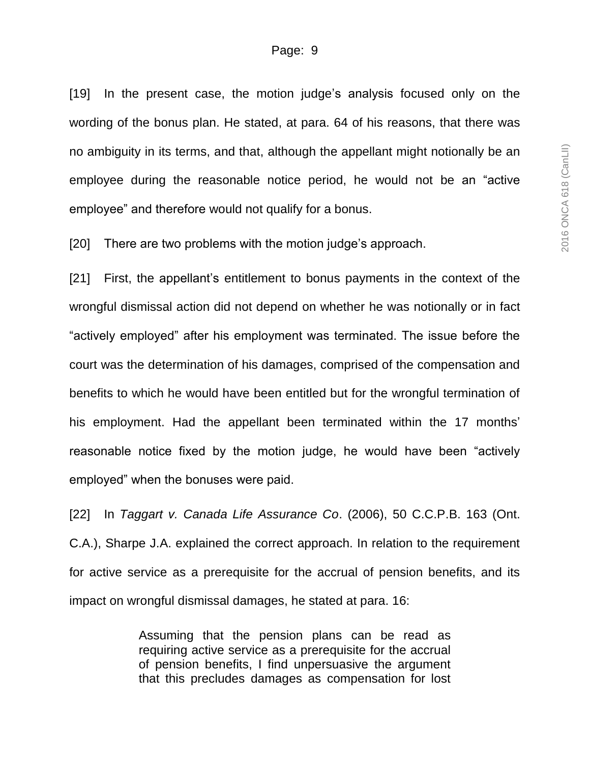[19] In the present case, the motion judge's analysis focused only on the wording of the bonus plan. He stated, at para. 64 of his reasons, that there was no ambiguity in its terms, and that, although the appellant might notionally be an employee during the reasonable notice period, he would not be an "active employee" and therefore would not qualify for a bonus.

[20] There are two problems with the motion judge's approach.

[21] First, the appellant's entitlement to bonus payments in the context of the wrongful dismissal action did not depend on whether he was notionally or in fact "actively employed" after his employment was terminated. The issue before the court was the determination of his damages, comprised of the compensation and benefits to which he would have been entitled but for the wrongful termination of his employment. Had the appellant been terminated within the 17 months' reasonable notice fixed by the motion judge, he would have been "actively employed" when the bonuses were paid.

[22] In *Taggart v. Canada Life Assurance Co*. (2006), 50 C.C.P.B. 163 (Ont. C.A.), Sharpe J.A. explained the correct approach. In relation to the requirement for active service as a prerequisite for the accrual of pension benefits, and its impact on wrongful dismissal damages, he stated at para. 16:

> Assuming that the pension plans can be read as requiring active service as a prerequisite for the accrual of pension benefits, I find unpersuasive the argument that this precludes damages as compensation for lost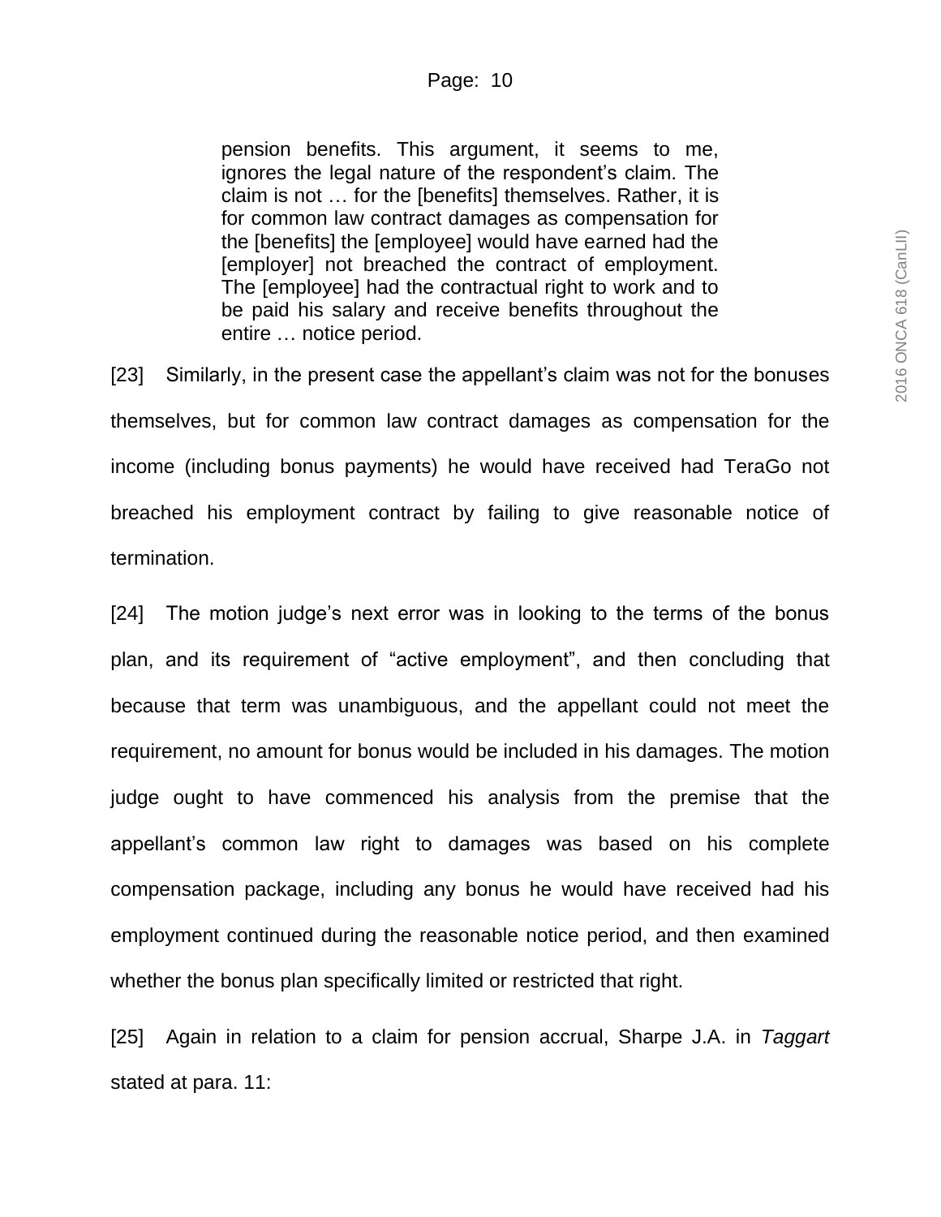> pension benefits. This argument, it seems to me, ignores the legal nature of the respondent's claim. The claim is not … for the [benefits] themselves. Rather, it is for common law contract damages as compensation for the [benefits] the [employee] would have earned had the [employer] not breached the contract of employment. The [employee] had the contractual right to work and to be paid his salary and receive benefits throughout the entire … notice period.

[23] Similarly, in the present case the appellant's claim was not for the bonuses themselves, but for common law contract damages as compensation for the income (including bonus payments) he would have received had TeraGo not breached his employment contract by failing to give reasonable notice of termination.

[24] The motion judge's next error was in looking to the terms of the bonus plan, and its requirement of "active employment", and then concluding that because that term was unambiguous, and the appellant could not meet the requirement, no amount for bonus would be included in his damages. The motion judge ought to have commenced his analysis from the premise that the appellant's common law right to damages was based on his complete compensation package, including any bonus he would have received had his employment continued during the reasonable notice period, and then examined whether the bonus plan specifically limited or restricted that right.

[25] Again in relation to a claim for pension accrual, Sharpe J.A. in *Taggart* stated at para. 11: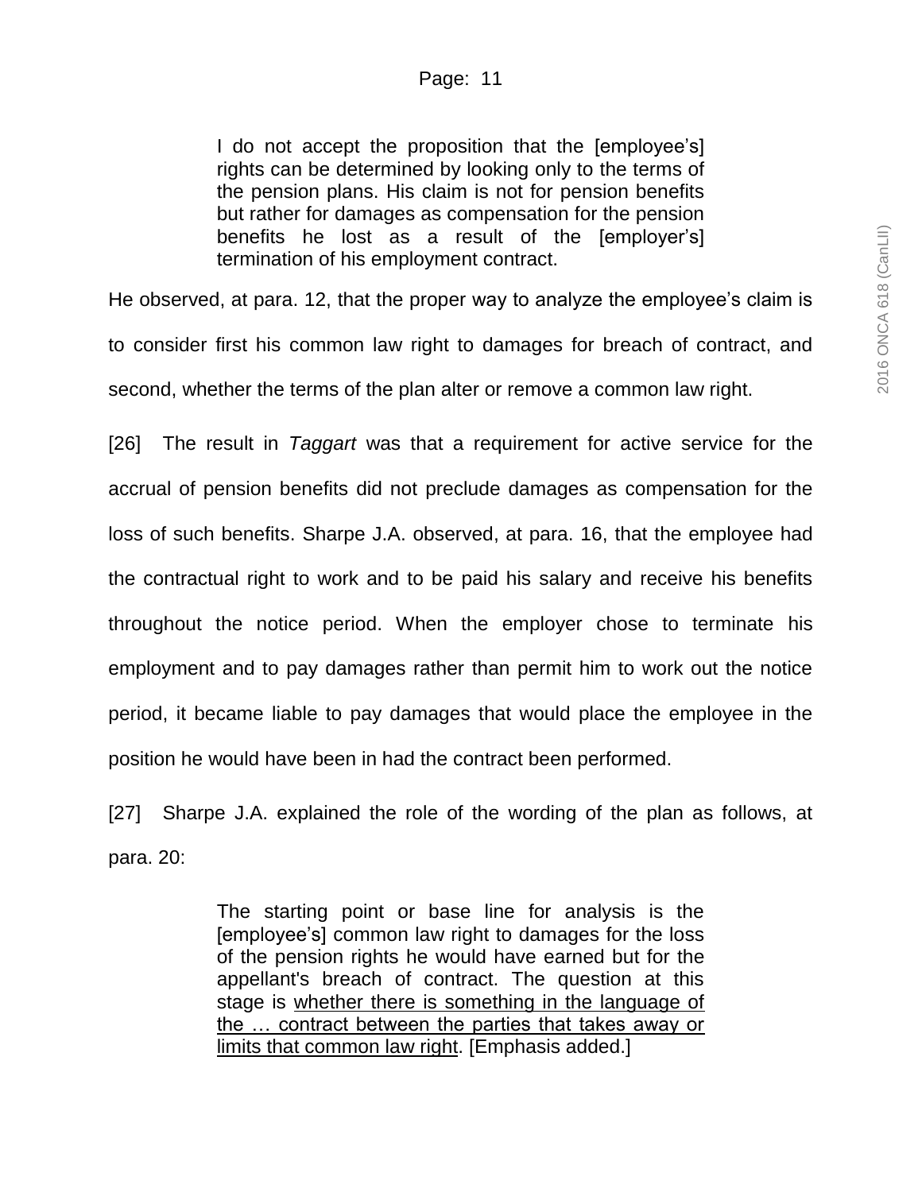> I do not accept the proposition that the [employee's] rights can be determined by looking only to the terms of the pension plans. His claim is not for pension benefits but rather for damages as compensation for the pension benefits he lost as a result of the [employer's] termination of his employment contract.

He observed, at para. 12, that the proper way to analyze the employee's claim is to consider first his common law right to damages for breach of contract, and second, whether the terms of the plan alter or remove a common law right.

[26] The result in *Taggart* was that a requirement for active service for the accrual of pension benefits did not preclude damages as compensation for the loss of such benefits. Sharpe J.A. observed, at para. 16, that the employee had the contractual right to work and to be paid his salary and receive his benefits throughout the notice period. When the employer chose to terminate his employment and to pay damages rather than permit him to work out the notice period, it became liable to pay damages that would place the employee in the position he would have been in had the contract been performed.

[27] Sharpe J.A. explained the role of the wording of the plan as follows, at para. 20:

> The starting point or base line for analysis is the [employee's] common law right to damages for the loss of the pension rights he would have earned but for the appellant's breach of contract. The question at this stage is <u>whether there is something in the language of the … contract between the parties that takes away or limits that common law right</u>. [Emphasis added.]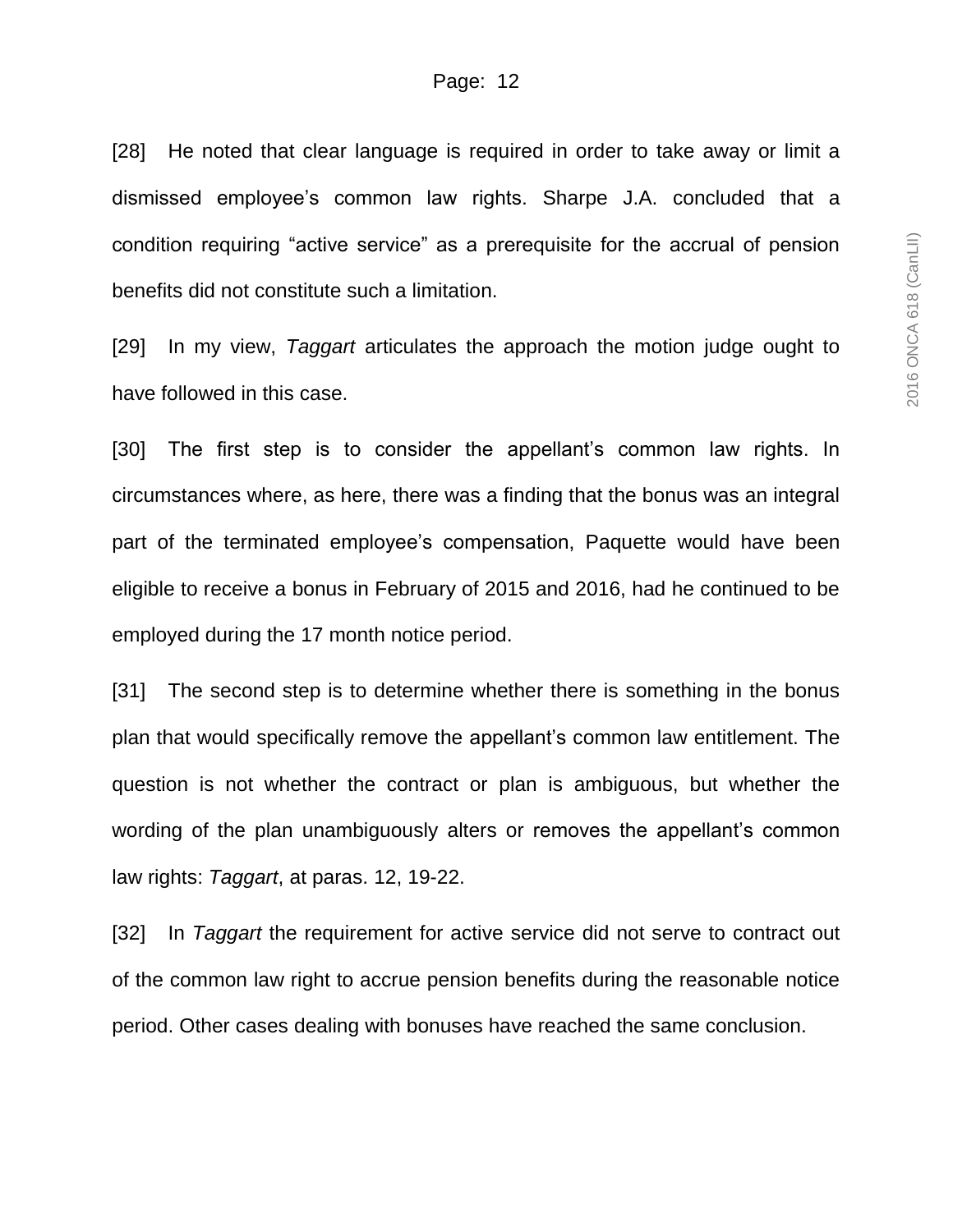[28] He noted that clear language is required in order to take away or limit a dismissed employee's common law rights. Sharpe J.A. concluded that a condition requiring "active service" as a prerequisite for the accrual of pension benefits did not constitute such a limitation.

[29] In my view, *Taggart* articulates the approach the motion judge ought to have followed in this case.

[30] The first step is to consider the appellant's common law rights. In circumstances where, as here, there was a finding that the bonus was an integral part of the terminated employee's compensation, Paquette would have been eligible to receive a bonus in February of 2015 and 2016, had he continued to be employed during the 17 month notice period.

[31] The second step is to determine whether there is something in the bonus plan that would specifically remove the appellant's common law entitlement. The question is not whether the contract or plan is ambiguous, but whether the wording of the plan unambiguously alters or removes the appellant's common law rights: *Taggart*, at paras. 12, 19-22.

[32] In *Taggart* the requirement for active service did not serve to contract out of the common law right to accrue pension benefits during the reasonable notice period. Other cases dealing with bonuses have reached the same conclusion.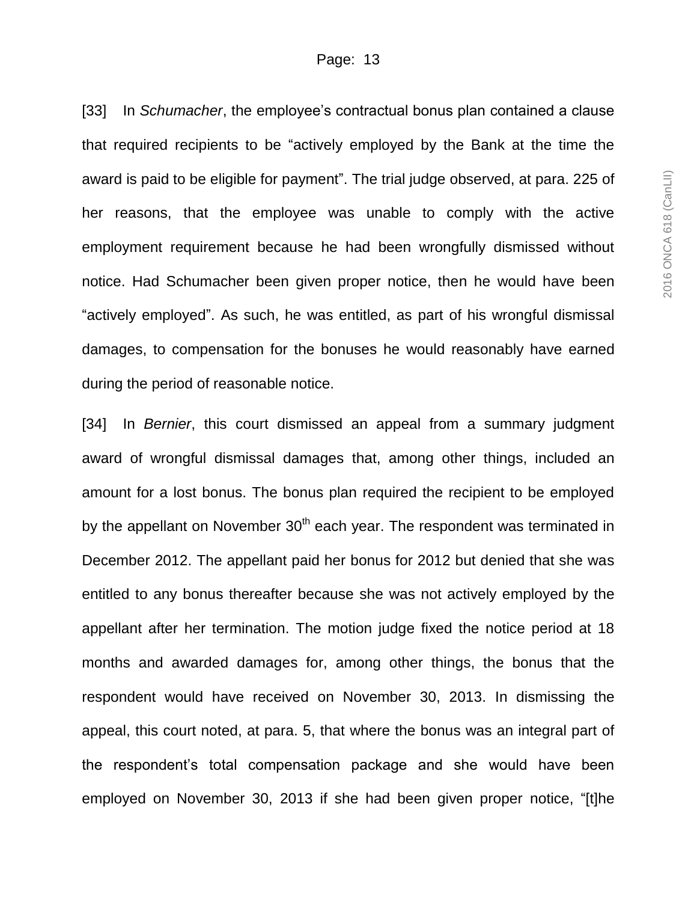[33] In *Schumacher*, the employee's contractual bonus plan contained a clause that required recipients to be "actively employed by the Bank at the time the award is paid to be eligible for payment". The trial judge observed, at para. 225 of her reasons, that the employee was unable to comply with the active employment requirement because he had been wrongfully dismissed without notice. Had Schumacher been given proper notice, then he would have been "actively employed". As such, he was entitled, as part of his wrongful dismissal damages, to compensation for the bonuses he would reasonably have earned during the period of reasonable notice.

[34] In *Bernier*, this court dismissed an appeal from a summary judgment award of wrongful dismissal damages that, among other things, included an amount for a lost bonus. The bonus plan required the recipient to be employed by the appellant on November 30th each year. The respondent was terminated in December 2012. The appellant paid her bonus for 2012 but denied that she was entitled to any bonus thereafter because she was not actively employed by the appellant after her termination. The motion judge fixed the notice period at 18 months and awarded damages for, among other things, the bonus that the respondent would have received on November 30, 2013. In dismissing the appeal, this court noted, at para. 5, that where the bonus was an integral part of the respondent's total compensation package and she would have been employed on November 30, 2013 if she had been given proper notice, "[t]he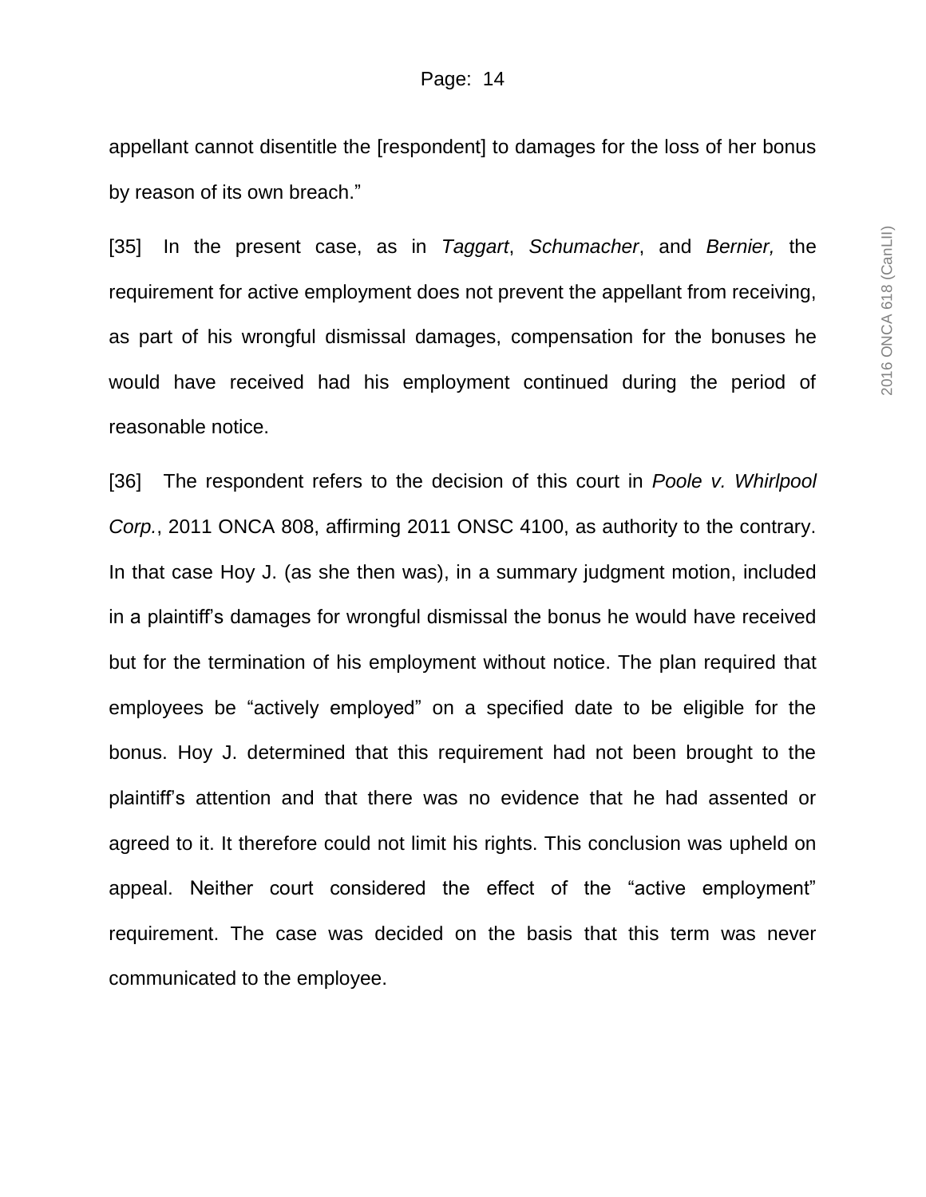appellant cannot disentitle the [respondent] to damages for the loss of her bonus by reason of its own breach."

[35] In the present case, as in *Taggart*, *Schumacher*, and *Bernier,* the requirement for active employment does not prevent the appellant from receiving, as part of his wrongful dismissal damages, compensation for the bonuses he would have received had his employment continued during the period of reasonable notice.

[36] The respondent refers to the decision of this court in *Poole v. Whirlpool Corp.*, 2011 ONCA 808, affirming 2011 ONSC 4100, as authority to the contrary. In that case Hoy J. (as she then was), in a summary judgment motion, included in a plaintiff's damages for wrongful dismissal the bonus he would have received but for the termination of his employment without notice. The plan required that employees be "actively employed" on a specified date to be eligible for the bonus. Hoy J. determined that this requirement had not been brought to the plaintiff's attention and that there was no evidence that he had assented or agreed to it. It therefore could not limit his rights. This conclusion was upheld on appeal. Neither court considered the effect of the "active employment" requirement. The case was decided on the basis that this term was never communicated to the employee.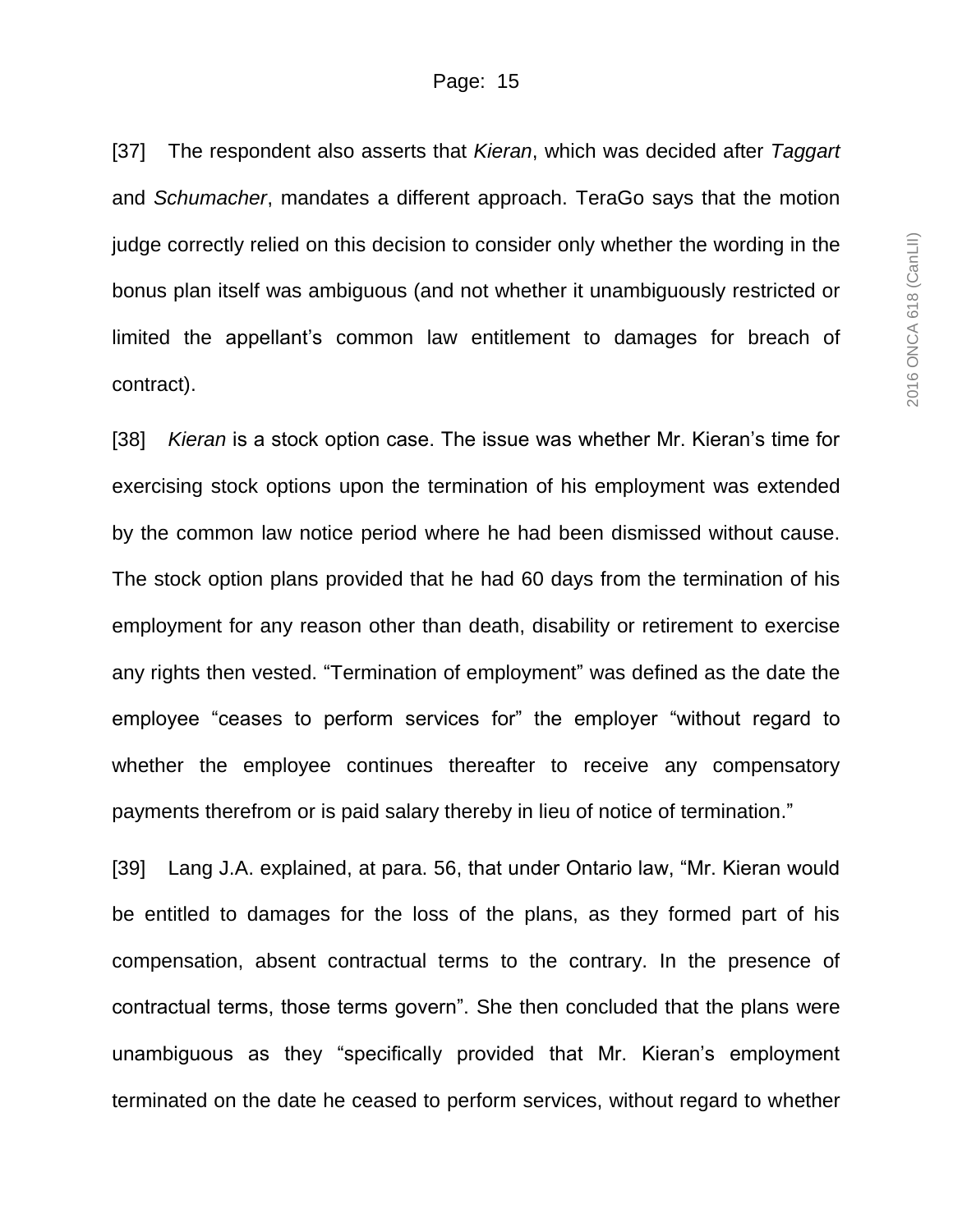[37] The respondent also asserts that *Kieran*, which was decided after *Taggart* and *Schumacher*, mandates a different approach. TeraGo says that the motion judge correctly relied on this decision to consider only whether the wording in the bonus plan itself was ambiguous (and not whether it unambiguously restricted or limited the appellant's common law entitlement to damages for breach of contract).

[38] *Kieran* is a stock option case. The issue was whether Mr. Kieran's time for exercising stock options upon the termination of his employment was extended by the common law notice period where he had been dismissed without cause. The stock option plans provided that he had 60 days from the termination of his employment for any reason other than death, disability or retirement to exercise any rights then vested. "Termination of employment" was defined as the date the employee "ceases to perform services for" the employer "without regard to whether the employee continues thereafter to receive any compensatory payments therefrom or is paid salary thereby in lieu of notice of termination."

[39] Lang J.A. explained, at para. 56, that under Ontario law, "Mr. Kieran would be entitled to damages for the loss of the plans, as they formed part of his compensation, absent contractual terms to the contrary. In the presence of contractual terms, those terms govern". She then concluded that the plans were unambiguous as they "specifically provided that Mr. Kieran's employment terminated on the date he ceased to perform services, without regard to whether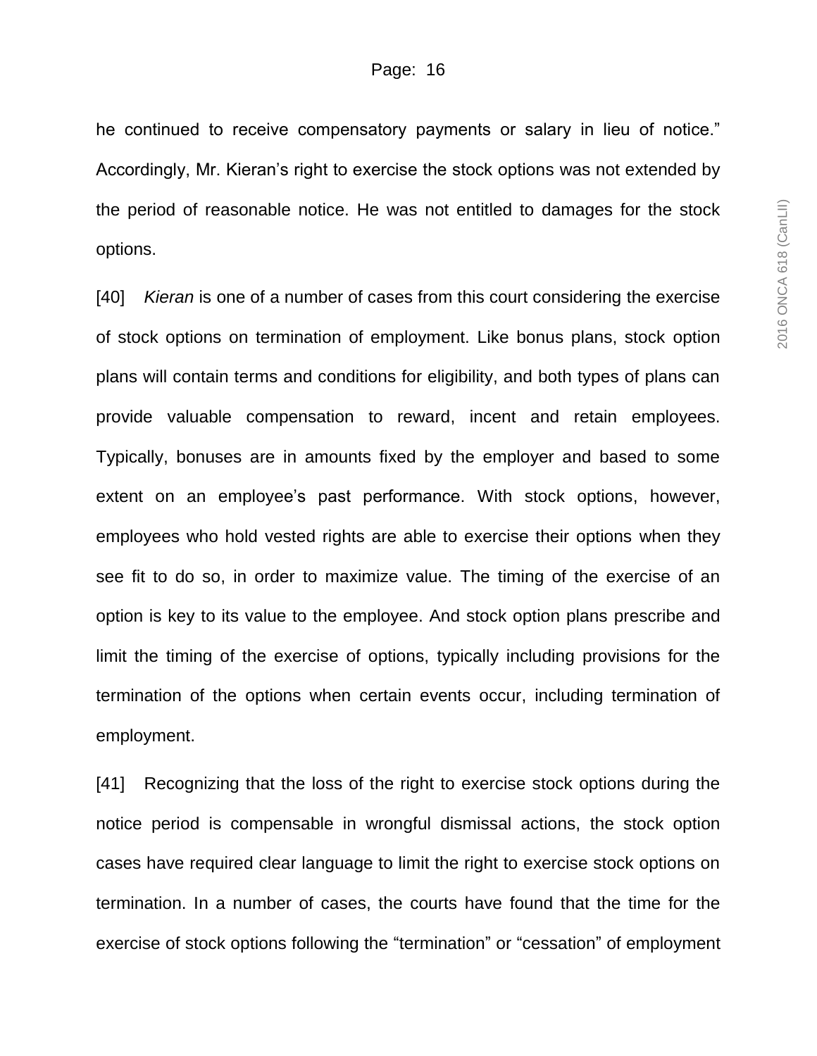he continued to receive compensatory payments or salary in lieu of notice." Accordingly, Mr. Kieran's right to exercise the stock options was not extended by the period of reasonable notice. He was not entitled to damages for the stock options.

[40] *Kieran* is one of a number of cases from this court considering the exercise of stock options on termination of employment. Like bonus plans, stock option plans will contain terms and conditions for eligibility, and both types of plans can provide valuable compensation to reward, incent and retain employees. Typically, bonuses are in amounts fixed by the employer and based to some extent on an employee's past performance. With stock options, however, employees who hold vested rights are able to exercise their options when they see fit to do so, in order to maximize value. The timing of the exercise of an option is key to its value to the employee. And stock option plans prescribe and limit the timing of the exercise of options, typically including provisions for the termination of the options when certain events occur, including termination of employment.

[41] Recognizing that the loss of the right to exercise stock options during the notice period is compensable in wrongful dismissal actions, the stock option cases have required clear language to limit the right to exercise stock options on termination. In a number of cases, the courts have found that the time for the exercise of stock options following the "termination" or "cessation" of employment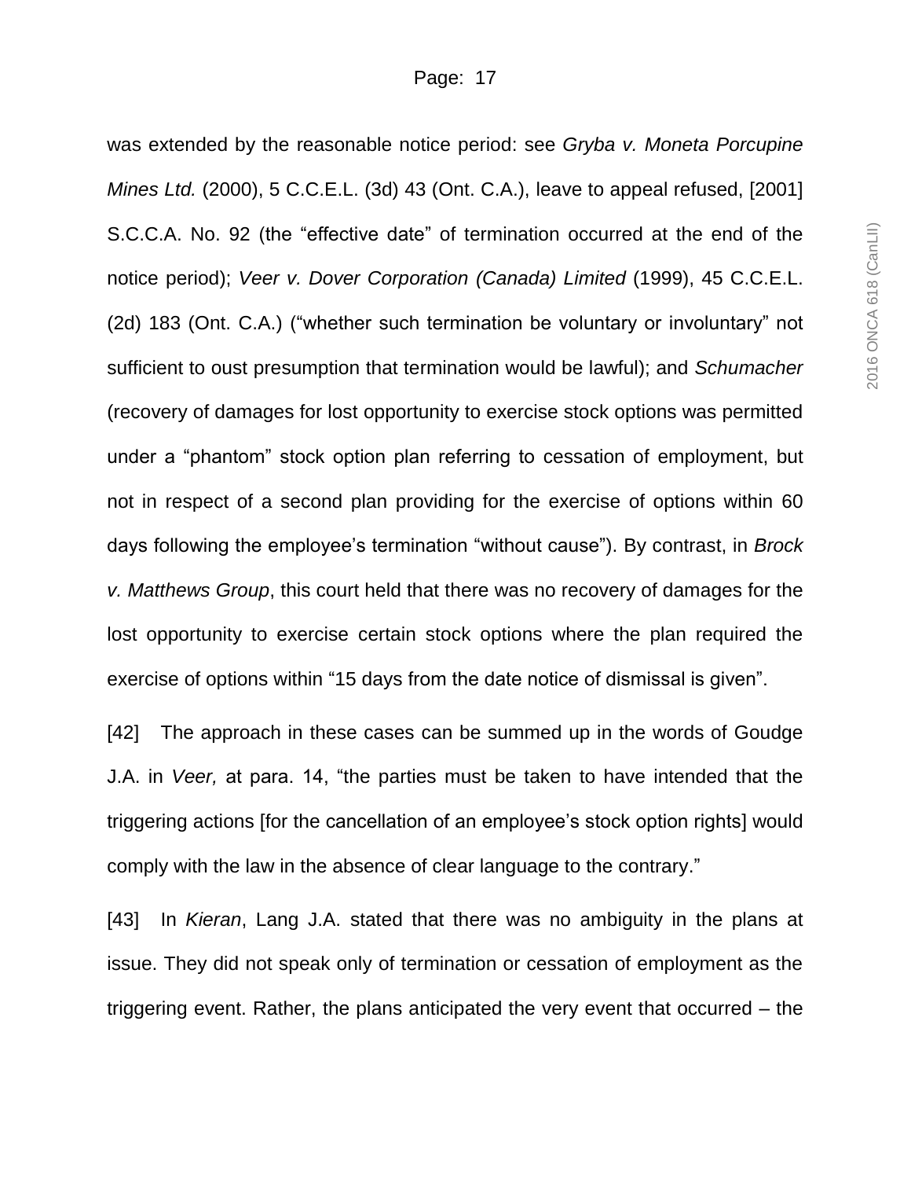was extended by the reasonable notice period: see *Gryba v. Moneta Porcupine Mines Ltd.* (2000), 5 C.C.E.L. (3d) 43 (Ont. C.A.), leave to appeal refused, [2001] S.C.C.A. No. 92 (the "effective date" of termination occurred at the end of the notice period); *Veer v. Dover Corporation (Canada) Limited* (1999), 45 C.C.E.L. (2d) 183 (Ont. C.A.) ("whether such termination be voluntary or involuntary" not sufficient to oust presumption that termination would be lawful); and *Schumacher* (recovery of damages for lost opportunity to exercise stock options was permitted under a "phantom" stock option plan referring to cessation of employment, but not in respect of a second plan providing for the exercise of options within 60 days following the employee's termination "without cause"). By contrast, in *Brock v. Matthews Group*, this court held that there was no recovery of damages for the lost opportunity to exercise certain stock options where the plan required the exercise of options within "15 days from the date notice of dismissal is given".

[42] The approach in these cases can be summed up in the words of Goudge J.A. in *Veer,* at para. 14, "the parties must be taken to have intended that the triggering actions [for the cancellation of an employee's stock option rights] would comply with the law in the absence of clear language to the contrary."

[43] In *Kieran*, Lang J.A. stated that there was no ambiguity in the plans at issue. They did not speak only of termination or cessation of employment as the triggering event. Rather, the plans anticipated the very event that occurred – the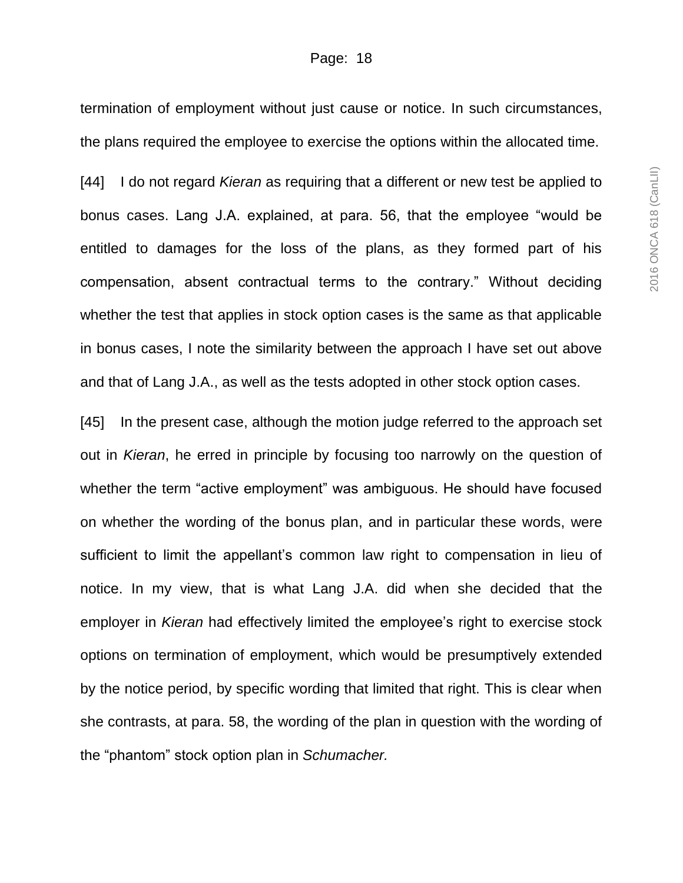termination of employment without just cause or notice. In such circumstances, the plans required the employee to exercise the options within the allocated time.

[44] I do not regard *Kieran* as requiring that a different or new test be applied to bonus cases. Lang J.A. explained, at para. 56, that the employee "would be entitled to damages for the loss of the plans, as they formed part of his compensation, absent contractual terms to the contrary." Without deciding whether the test that applies in stock option cases is the same as that applicable in bonus cases, I note the similarity between the approach I have set out above and that of Lang J.A., as well as the tests adopted in other stock option cases.

[45] In the present case, although the motion judge referred to the approach set out in *Kieran*, he erred in principle by focusing too narrowly on the question of whether the term "active employment" was ambiguous. He should have focused on whether the wording of the bonus plan, and in particular these words, were sufficient to limit the appellant's common law right to compensation in lieu of notice. In my view, that is what Lang J.A. did when she decided that the employer in *Kieran* had effectively limited the employee's right to exercise stock options on termination of employment, which would be presumptively extended by the notice period, by specific wording that limited that right. This is clear when she contrasts, at para. 58, the wording of the plan in question with the wording of the "phantom" stock option plan in *Schumacher.*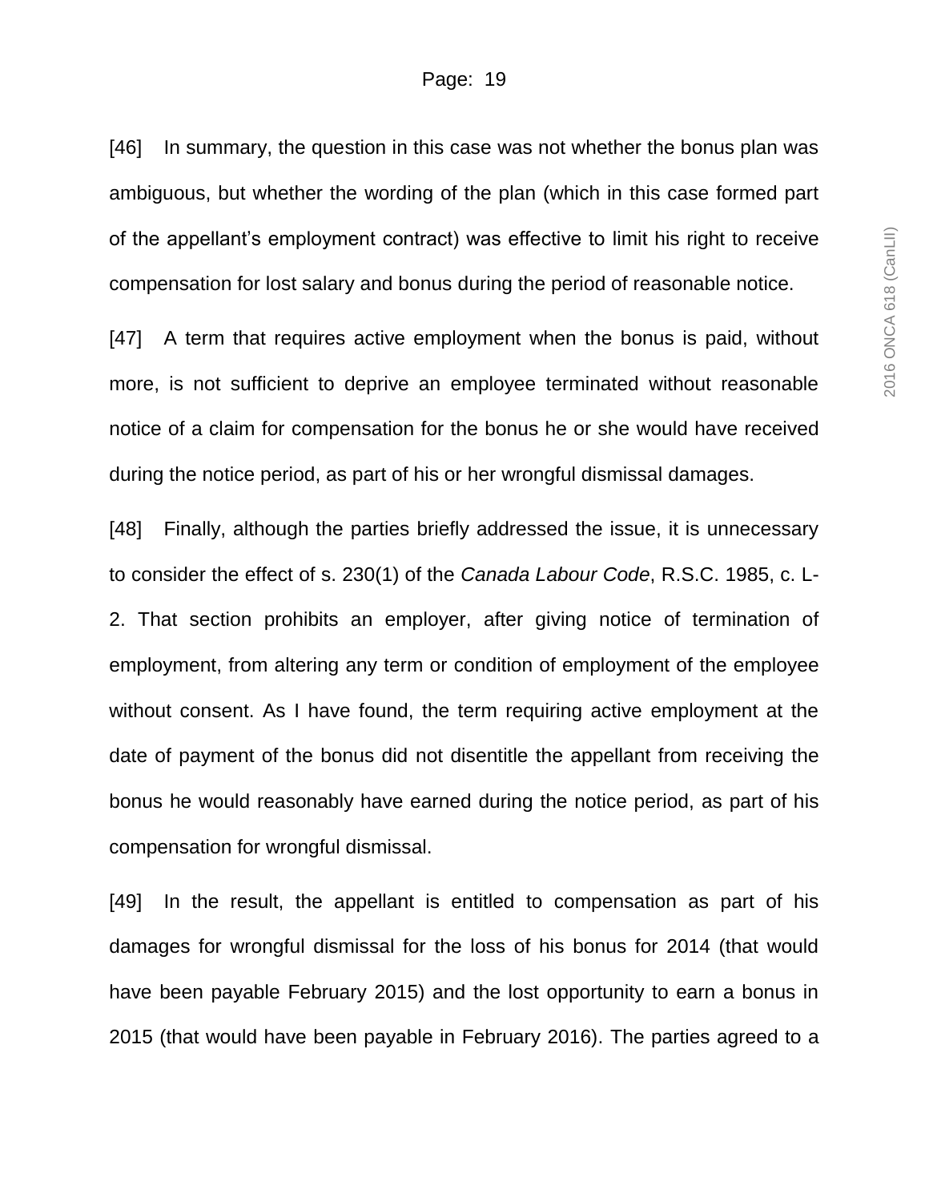[46] In summary, the question in this case was not whether the bonus plan was ambiguous, but whether the wording of the plan (which in this case formed part of the appellant's employment contract) was effective to limit his right to receive compensation for lost salary and bonus during the period of reasonable notice.

[47] A term that requires active employment when the bonus is paid, without more, is not sufficient to deprive an employee terminated without reasonable notice of a claim for compensation for the bonus he or she would have received during the notice period, as part of his or her wrongful dismissal damages.

[48] Finally, although the parties briefly addressed the issue, it is unnecessary to consider the effect of s. 230(1) of the *Canada Labour Code*, R.S.C. 1985, c. L-2. That section prohibits an employer, after giving notice of termination of employment, from altering any term or condition of employment of the employee without consent. As I have found, the term requiring active employment at the date of payment of the bonus did not disentitle the appellant from receiving the bonus he would reasonably have earned during the notice period, as part of his compensation for wrongful dismissal.

[49] In the result, the appellant is entitled to compensation as part of his damages for wrongful dismissal for the loss of his bonus for 2014 (that would have been payable February 2015) and the lost opportunity to earn a bonus in 2015 (that would have been payable in February 2016). The parties agreed to a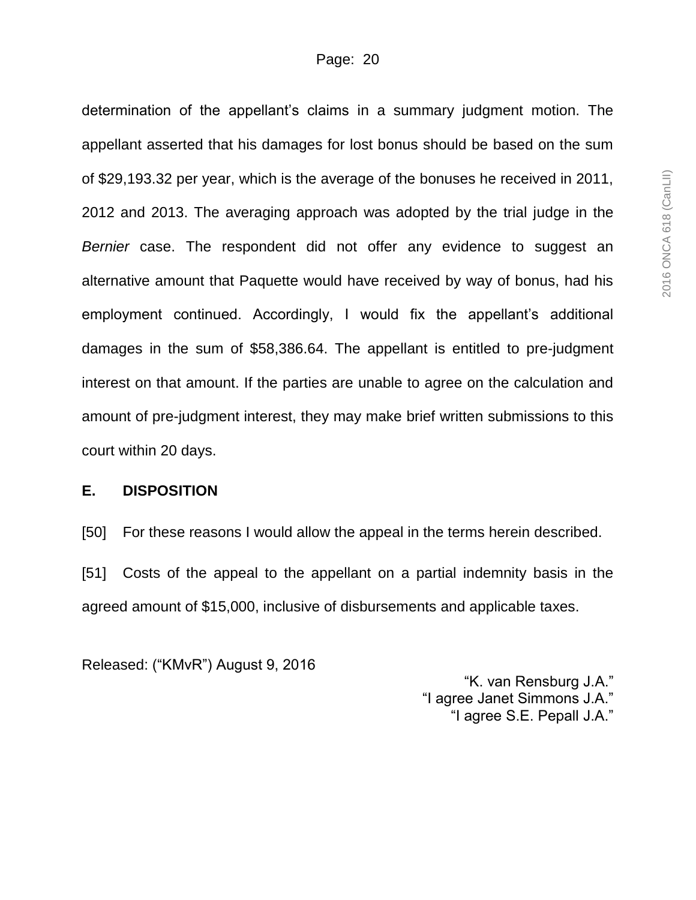determination of the appellant's claims in a summary judgment motion. The appellant asserted that his damages for lost bonus should be based on the sum of $29,193.32 per year, which is the average of the bonuses he received in 2011, 2012 and 2013. The averaging approach was adopted by the trial judge in the *Bernier* case. The respondent did not offer any evidence to suggest an alternative amount that Paquette would have received by way of bonus, had his employment continued. Accordingly, I would fix the appellant's additional damages in the sum of $58,386.64. The appellant is entitled to pre-judgment interest on that amount. If the parties are unable to agree on the calculation and amount of pre-judgment interest, they may make brief written submissions to this court within 20 days.

## E. DISPOSITION

[50] For these reasons I would allow the appeal in the terms herein described.

[51] Costs of the appeal to the appellant on a partial indemnity basis in the agreed amount of $15,000, inclusive of disbursements and applicable taxes.

Released: ("KMvR") August 9, 2016

"K. van Rensburg J.A."
"I agree Janet Simmons J.A."
"I agree S.E. Pepall J.A."